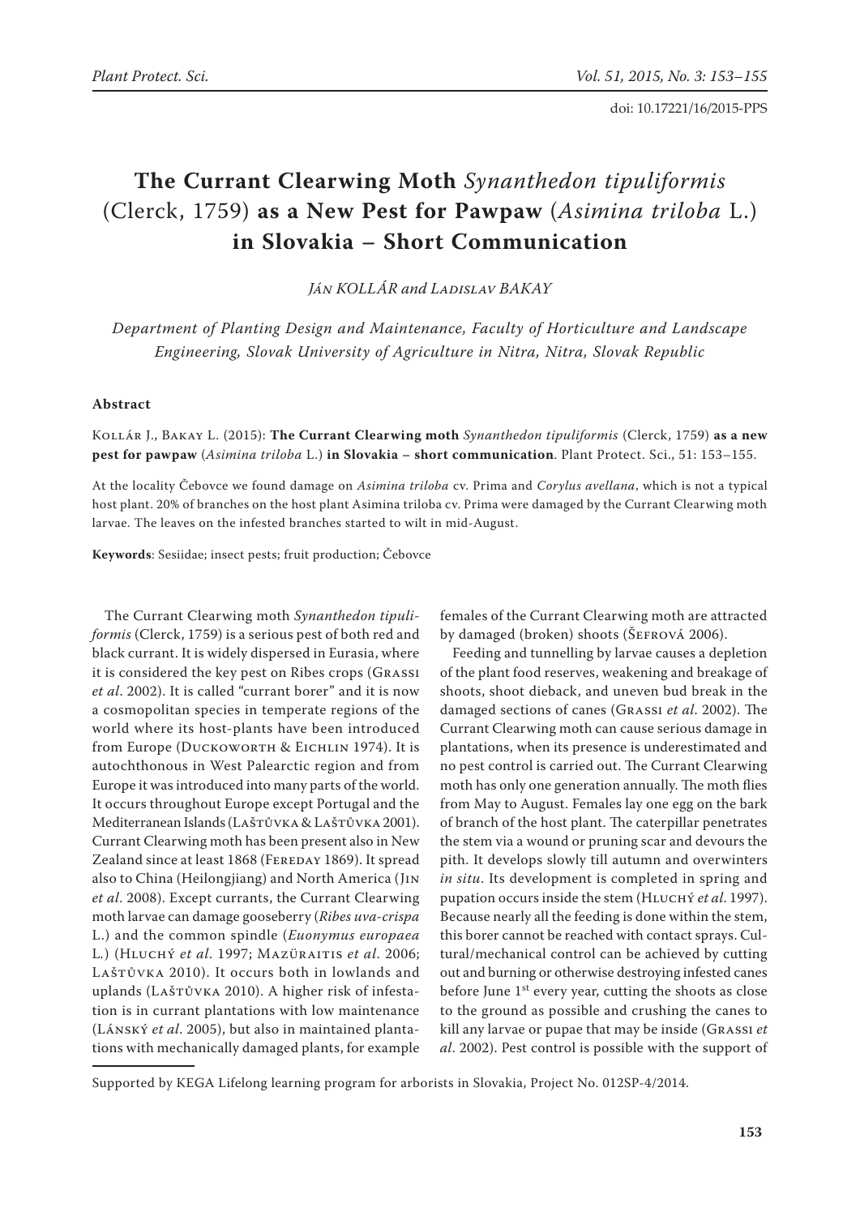doi: 10.17221/16/2015-PPS

# The Currant Clearwing Moth *Synanthedon tipuliformis* (Clerck, 1759) as a New Pest for Pawpaw (*Asimina triloba* L.) in Slovakia – Short Communication

*Ján KOLLÁR and Ladislav BAKAY*

*Department of Planting Design and Maintenance, Faculty of Horticulture and Landscape Engineering, Slovak University of Agriculture in Nitra, Nitra, Slovak Republic*

### Abstract

Kollár J., Bakay L. (2015): **The Currant Clearwing moth** *Synanthedon tipuliformis* (Clerck, 1759) **as a new pest for pawpaw** (*Asimina triloba* L.) **in Slovakia – short communication**. Plant Protect. Sci., 51: 153–155.

At the locality Čebovce we found damage on *Asimina triloba* cv. Prima and *Corylus avellana*, which is not a typical host plant. 20% of branches on the host plant Asimina triloba cv. Prima were damaged by the Currant Clearwing moth larvae. The leaves on the infested branches started to wilt in mid-August.

**Keywords**: Sesiidae; insect pests; fruit production; Čebovce

The Currant Clearwing moth *Synanthedon tipuliformis* (Clerck, 1759) is a serious pest of both red and black currant. It is widely dispersed in Eurasia, where it is considered the key pest on Ribes crops (Grassi *et al*. 2002). It is called "currant borer" and it is now a cosmopolitan species in temperate regions of the world where its host-plants have been introduced from Europe (Duckoworth & Eichlin 1974). It is autochthonous in West Palearctic region and from Europe it was introduced into many parts of the world. It occurs throughout Europe except Portugal and the Mediterranean Islands (Laštůvka & Laštůvka 2001). Currant Clearwing moth has been present also in New Zealand since at least 1868 (Fereday 1869). It spread also to China (Heilongjiang) and North America (Jin *et al*. 2008). Except currants, the Currant Clearwing moth larvae can damage gooseberry (*Ribes uva-crispa* L.) and the common spindle (*Euonymus europaea* L.) (Hluchý *et al*. 1997; Mazüraitis *et al*. 2006; Laštůvka 2010). It occurs both in lowlands and uplands (Laštůvka 2010). A higher risk of infestation is in currant plantations with low maintenance (Lánský *et al*. 2005), but also in maintained plantations with mechanically damaged plants, for example females of the Currant Clearwing moth are attracted by damaged (broken) shoots (Šefrová 2006).

Feeding and tunnelling by larvae causes a depletion of the plant food reserves, weakening and breakage of shoots, shoot dieback, and uneven bud break in the damaged sections of canes (Grassi *et al*. 2002). The Currant Clearwing moth can cause serious damage in plantations, when its presence is underestimated and no pest control is carried out. The Currant Clearwing moth has only one generation annually. The moth flies from May to August. Females lay one egg on the bark of branch of the host plant. The caterpillar penetrates the stem via a wound or pruning scar and devours the pith. It develops slowly till autumn and overwinters *in situ*. Its development is completed in spring and pupation occurs inside the stem (Hluchý *et al*. 1997). Because nearly all the feeding is done within the stem, this borer cannot be reached with contact sprays. Cultural/mechanical control can be achieved by cutting out and burning or otherwise destroying infested canes before June 1st every year, cutting the shoots as close to the ground as possible and crushing the canes to kill any larvae or pupae that may be inside (Grassi *et al*. 2002). Pest control is possible with the support of

Supported by KEGA Lifelong learning program for arborists in Slovakia, Project No. 012SP-4/2014.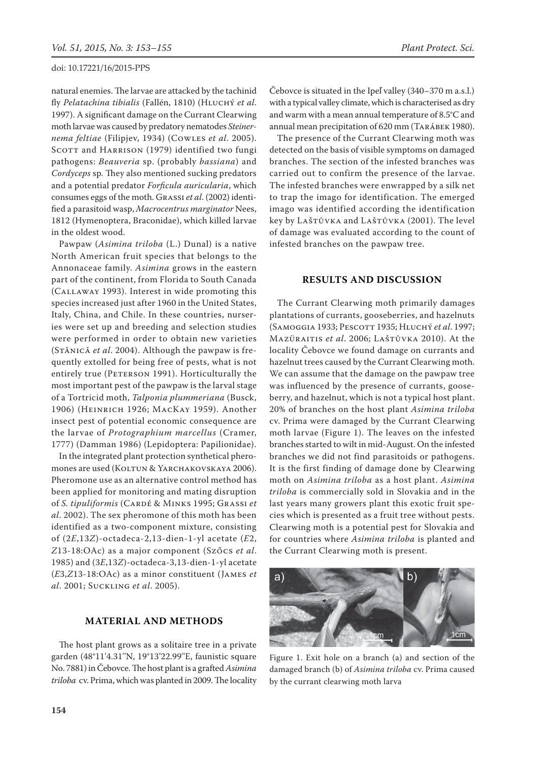natural enemies. The larvae are attacked by the tachinid fly *Pelatachina tibialis* (Fallén, 1810) (Hluchý *et al*. 1997). A significant damage on the Currant Clearwing moth larvae was caused by predatory nematodes *Steinernema feltiae* (Filipjev, 1934) (Cowles *et al*. 2005). Scott and Harrison (1979) identified two fungi pathogens: *Beauveria* sp. (probably *bassiana*) and *Cordyceps* sp. They also mentioned sucking predators and a potential predator *Forficula auricularia*, which consumes eggs of the moth. Grassi *et al*. (2002) identified a parasitoid wasp, *Macrocentrus marginator* Nees, 1812 (Hymenoptera, Braconidae), which killed larvae in the oldest wood.

Pawpaw (*Asimina triloba* (L.) Dunal) is a native North American fruit species that belongs to the Annonaceae family. *Asimina* grows in the eastern part of the continent, from Florida to South Canada (Callaway 1993). Interest in wide promoting this species increased just after 1960 in the United States, Italy, China, and Chile. In these countries, nurseries were set up and breeding and selection studies were performed in order to obtain new varieties (Stănică *et al*. 2004). Although the pawpaw is frequently extolled for being free of pests, what is not entirely true (Peterson 1991). Horticulturally the most important pest of the pawpaw is the larval stage of a Tortricid moth, *Talponia plummeriana* (Busck, 1906) (Heinrich 1926; MacKay 1959). Another insect pest of potential economic consequence are the larvae of *Protographium marcellus* (Cramer, 1777) (Damman 1986) (Lepidoptera: Papilionidae).

In the integrated plant protection synthetical pheromones are used (Koltun & Yarchakovskaya 2006). Pheromone use as an alternative control method has been applied for monitoring and mating disruption of *S. tipuliformis* (Cardé & Minks 1995; Grassi *et al*. 2002). The sex pheromone of this moth has been identified as a two-component mixture, consisting of (2*E*,13*Z*)-octadeca-2,13-dien-1-yl acetate (*E*2,*Z*13-18:OAc) as a major component (Szőcs *et al*. 1985) and (3*E*,13*Z*)-octadeca-3,13-dien-1-yl acetate (*E*3,*Z*13-18:OAc) as a minor constituent (James *et al*. 2001; Suckling *et al*. 2005).

## MATERIAL AND METHODS

The host plant grows as a solitaire tree in a private garden (48°11'4.31''N, 19°13'22.99''E, faunistic square No. 7881) in Čebovce. The host plant is a grafted *Asimina triloba* cv. Prima, which was planted in 2009. The locality Čebovce is situated in the Ipeľ valley (340–370 m a.s.l.) with a typical valley climate, which is characterised as dry and warm with a mean annual temperature of 8.5°C and annual mean precipitation of 620 mm (Tarábek 1980).

The presence of the Currant Clearwing moth was detected on the basis of visible symptoms on damaged branches. The section of the infested branches was carried out to confirm the presence of the larvae. The infested branches were enwrapped by a silk net to trap the imago for identification. The emerged imago was identified according the identification key by Laštůvka and Laštůvka (2001). The level of damage was evaluated according to the count of infested branches on the pawpaw tree.

## RESULTS AND DISCUSSION

The Currant Clearwing moth primarily damages plantations of currants, gooseberries, and hazelnuts (Samoggia 1933; Pescott 1935; Hluchý *et al*. 1997; Mazüraitis *et al*. 2006; Laštůvka 2010). At the locality Čebovce we found damage on currants and hazelnut trees caused by the Currant Clearwing moth. We can assume that the damage on the pawpaw tree was influenced by the presence of currants, gooseberry, and hazelnut, which is not a typical host plant. 20% of branches on the host plant *Asimina triloba* cv. Prima were damaged by the Currant Clearwing moth larvae (Figure 1). The leaves on the infested branches started to wilt in mid-August. On the infested branches we did not find parasitoids or pathogens. It is the first finding of damage done by Clearwing moth on *Asimina triloba* as a host plant. *Asimina triloba* is commercially sold in Slovakia and in the last years many growers plant this exotic fruit species which is presented as a fruit tree without pests. Clearwing moth is a potential pest for Slovakia and for countries where *Asimina triloba* is planted and the Currant Clearwing moth is present.

Figure 1. Exit hole on a branch (a) and section of the damaged branch (b) of *Asimina triloba* cv. Prima caused by the currant clearwing moth larva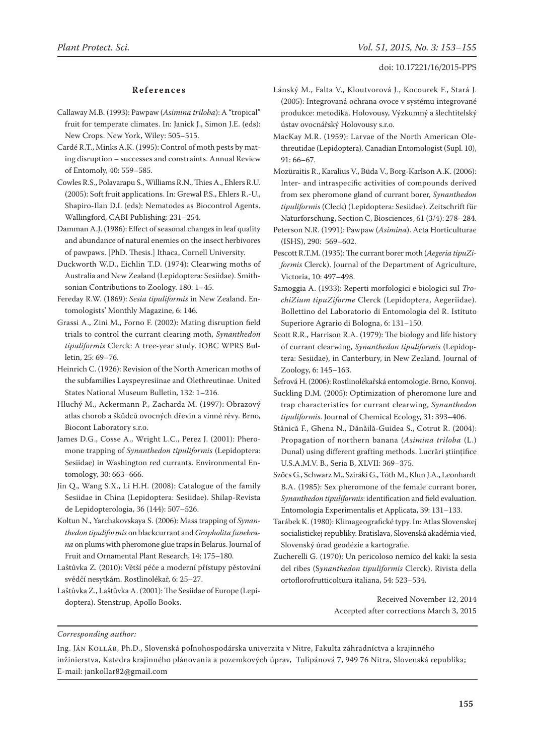## References

Callaway M.B. (1993): Pawpaw (*Asimina triloba*): A "tropical" fruit for temperate climates. In: Janick J., Simon J.E. (eds): New Crops. New York, Wiley: 505–515.

Cardé R.T., Minks A.K. (1995): Control of moth pests by mating disruption – successes and constraints. Annual Review of Entomoly, 40: 559–585.

Cowles R.S., Polavarapu S., Williams R.N., Thies A., Ehlers R.U. (2005): Soft fruit applications. In: Grewal P.S., Ehlers R.-U., Shapiro-Ilan D.I. (eds): Nematodes as Biocontrol Agents. Wallingford, CABI Publishing: 231–254.

Damman A.J. (1986): Effect of seasonal changes in leaf quality and abundance of natural enemies on the insect herbivores of pawpaws. [PhD. Thesis.] Ithaca, Cornell University.

Duckworth W.D., Eichlin T.D. (1974): Clearwing moths of Australia and New Zealand (Lepidoptera: Sesiidae). Smithsonian Contributions to Zoology. 180: 1–45.

Fereday R.W. (1869): *Sesia tipuliformis* in New Zealand. Entomologists' Monthly Magazine, 6: 146.

Grassi A., Zini M., Forno F. (2002): Mating disruption field trials to control the currant clearing moth, *Synanthedon tipuliformis* Clerck: A tree-year study. IOBC WPRS Bulletin, 25: 69–76.

Heinrich C. (1926): Revision of the North American moths of the subfamilies Layspeyresiinae and Olethreutinae. United States National Museum Bulletin, 132: 1–216.

Hluchý M., Ackermann P., Zacharda M. (1997): Obrazový atlas chorob a škůdců ovocných dřevin a vinné révy. Brno, Biocont Laboratory s.r.o.

James D.G., Cosse A., Wright L.C., Perez J. (2001): Pheromone trapping of *Synanthedon tipuliformis* (Lepidoptera: Sesiidae) in Washington red currants. Environmental Entomology, 30: 663–666.

Jin Q., Wang S.X., Li H.H. (2008): Catalogue of the family Sesiidae in China (Lepidoptera: Sesiidae). Shilap-Revista de Lepidopterologia, 36 (144): 507–526.

Koltun N., Yarchakovskaya S. (2006): Mass trapping of *Synanthedon tipuliformis* on blackcurrant and *Grapholita funebrana* on plums with pheromone glue traps in Belarus. Journal of Fruit and Ornamental Plant Research, 14: 175–180.

Laštůvka Z. (2010): Větší péče a moderní přístupy pěstování svědčí nesytkám. Rostlinolékař, 6: 25–27.

Laštůvka Z., Laštůvka A. (2001): The Sesiidae of Europe (Lepidoptera). Stenstrup, Apollo Books.

Lánský M., Falta V., Kloutvorová J., Kocourek F., Stará J. (2005): Integrovaná ochrana ovoce v systému integrované produkce: metodika. Holovousy, Výzkumný a šlechtitelský ústav ovocnářský Holovousy s.r.o.

MacKay M.R. (1959): Larvae of the North American Olethreutidae (Lepidoptera). Canadian Entomologist (Supl. 10), 91: 66–67.

Mozūraitis R., Karalius V., Būda V., Borg-Karlson A.K. (2006): Inter- and intraspecific activities of compounds derived from sex pheromone gland of currant borer, *Synanthedon tipuliformis* (Cleck) (Lepidoptera: Sesiidae). Zeitschrift für Naturforschung, Section C, Biosciences, 61 (3/4): 278–284.

Peterson N.R. (1991): Pawpaw (*Asimina*). Acta Horticulturae (ISHS), 290: 569–602.

Pescott R.T.M. (1935): The currant borer moth (*Aegeria tipuZiformis* Clerck). Journal of the Department of Agriculture, Victoria, 10: 497–498.

Samoggia A. (1933): Reperti morfologici e biologici suI *TrochiZium tipuZiforme* Clerck (Lepidoptera, Aegeriidae). Bollettino del Laboratorio di Entomologia del R. Istituto Superiore Agrario di Bologna, 6: 131–150.

Scott R.R., Harrison R.A. (1979): The biology and life history of currant clearwing, *Synanthedon tipuliformis* (Lepidoptera: Sesiidae), in Canterbury, in New Zealand. Journal of Zoology, 6: 145–163.

Šefrová H. (2006): Rostlinolékařská entomologie. Brno, Konvoj.

Suckling D.M. (2005): Optimization of pheromone lure and trap characteristics for currant clearwing, *Synanthedon tipuliformis.* Journal of Chemical Ecology, 31: 393–406.

Stănică F., Ghena N., Dănăilă-Guidea S., Cotrut R. (2004): Propagation of northern banana (*Asimina triloba* (L.) Dunal) using different grafting methods. Lucrări științifice U.S.A.M.V. B., Seria B, XLVII: 369–375.

Szőcs G., Schwarz M., Sziráki G., Tóth M., Klun J.A., Leonhardt B.A. (1985): Sex pheromone of the female currant borer, *Synanthedon tipuliformis*: identification and field evaluation. Entomologia Experimentalis et Applicata, 39: 131–133.

Tarábek K. (1980): Klimageografické typy. In: Atlas Slovenskej socialistickej republiky. Bratislava, Slovenská akadémia vied, Slovenský úrad geodézie a kartografie.

Zucherelli G. (1970): Un pericoloso nemico del kaki: la sesia del ribes (*Synanthedon tipuliformis* Clerck). Rivista della ortoflorofrutticoltura italiana, 54: 523–534.

Received November 12, 2014
Accepted after corrections March 3, 2015

*Corresponding author:*

Ing. Ján Kollár, Ph.D., Slovenská poľnohospodárska univerzita v Nitre, Fakulta záhradníctva a krajinného inžinierstva, Katedra krajinného plánovania a pozemkových úprav, Tulipánová 7, 949 76 Nitra, Slovenská republika; E-mail: jankollar82@gmail.com